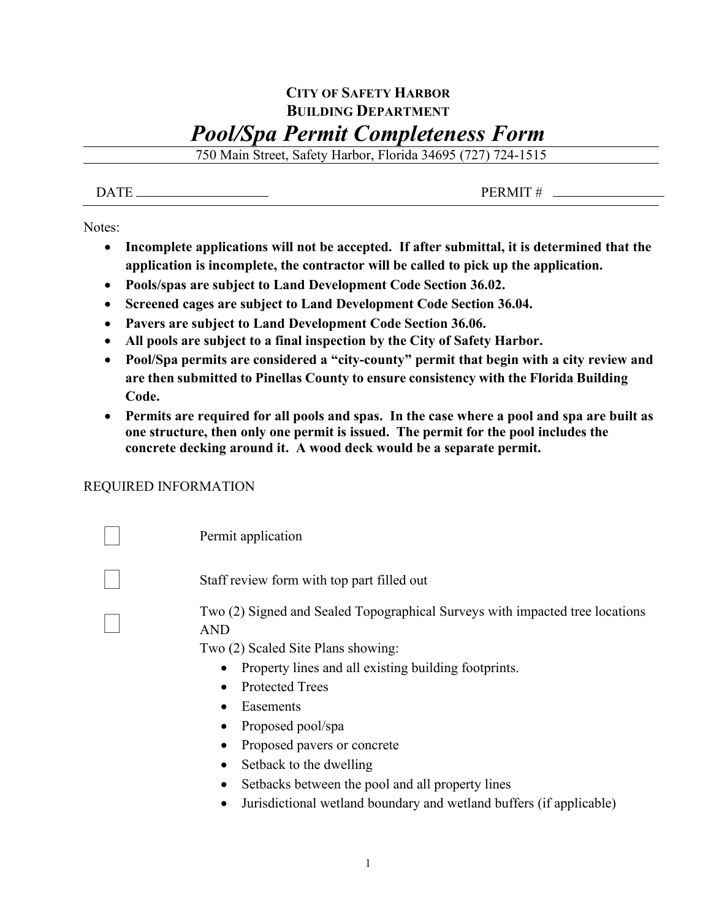**CITY OF SAFETY HARBOR**
**BUILDING DEPARTMENT**

# *Pool/Spa Permit Completeness Form*

750 Main Street, Safety Harbor, Florida 34695 (727) 724-1515

DATE ____________________ PERMIT # ________________

Notes:

- **Incomplete applications will not be accepted. If after submittal, it is determined that the application is incomplete, the contractor will be called to pick up the application.**
- **Pools/spas are subject to Land Development Code Section 36.02.**
- **Screened cages are subject to Land Development Code Section 36.04.**
- **Pavers are subject to Land Development Code Section 36.06.**
- **All pools are subject to a final inspection by the City of Safety Harbor.**
- **Pool/Spa permits are considered a "city-county" permit that begin with a city review and are then submitted to Pinellas County to ensure consistency with the Florida Building Code.**
- **Permits are required for all pools and spas. In the case where a pool and spa are built as one structure, then only one permit is issued. The permit for the pool includes the concrete decking around it. A wood deck would be a separate permit.**

REQUIRED INFORMATION

☐ Permit application

☐ Staff review form with top part filled out

☐ Two (2) Signed and Sealed Topographical Surveys with impacted tree locations AND
Two (2) Scaled Site Plans showing:

- Property lines and all existing building footprints.
- Protected Trees
- Easements
- Proposed pool/spa
- Proposed pavers or concrete
- Setback to the dwelling
- Setbacks between the pool and all property lines
- Jurisdictional wetland boundary and wetland buffers (if applicable)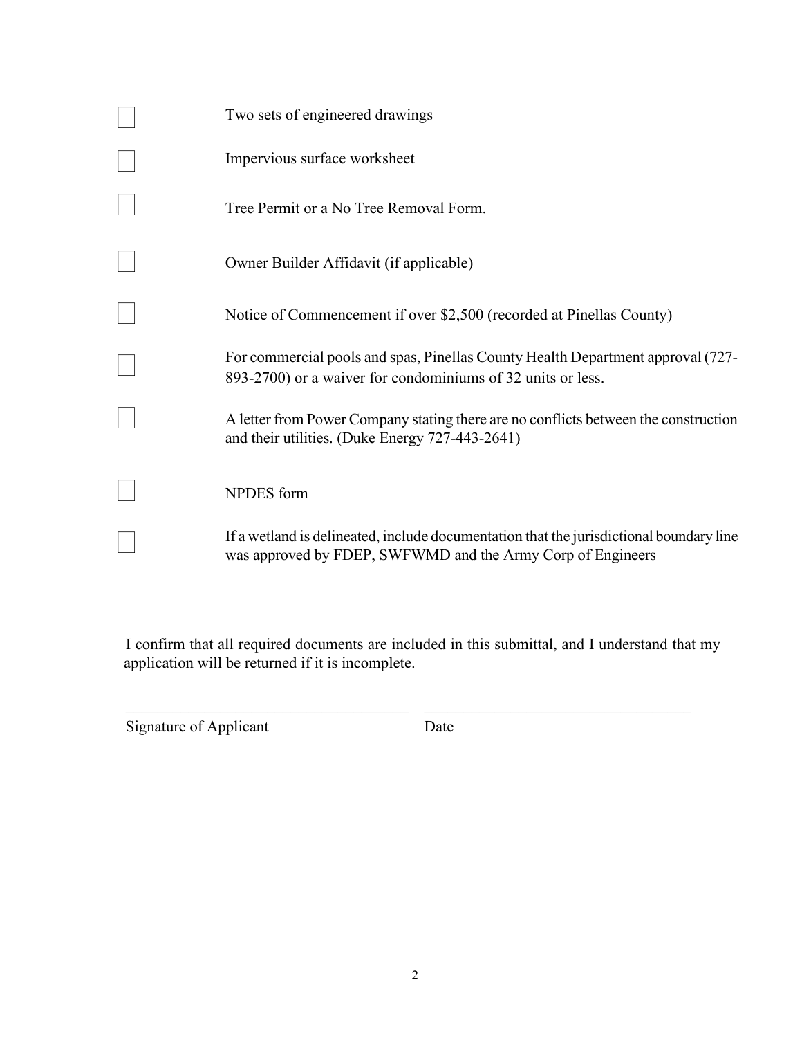- [ ] Two sets of engineered drawings
- [ ] Impervious surface worksheet
- [ ] Tree Permit or a No Tree Removal Form.
- [ ] Owner Builder Affidavit (if applicable)
- [ ] Notice of Commencement if over $2,500 (recorded at Pinellas County)
- [ ] For commercial pools and spas, Pinellas County Health Department approval (727-893-2700) or a waiver for condominiums of 32 units or less.
- [ ] A letter from Power Company stating there are no conflicts between the construction and their utilities. (Duke Energy 727-443-2641)
- [ ] NPDES form
- [ ] If a wetland is delineated, include documentation that the jurisdictional boundary line was approved by FDEP, SWFWMD and the Army Corp of Engineers

I confirm that all required documents are included in this submittal, and I understand that my application will be returned if it is incomplete.

_____________________________________ &nbsp;&nbsp;&nbsp; ___________________________________

Signature of Applicant &nbsp;&nbsp;&nbsp; Date